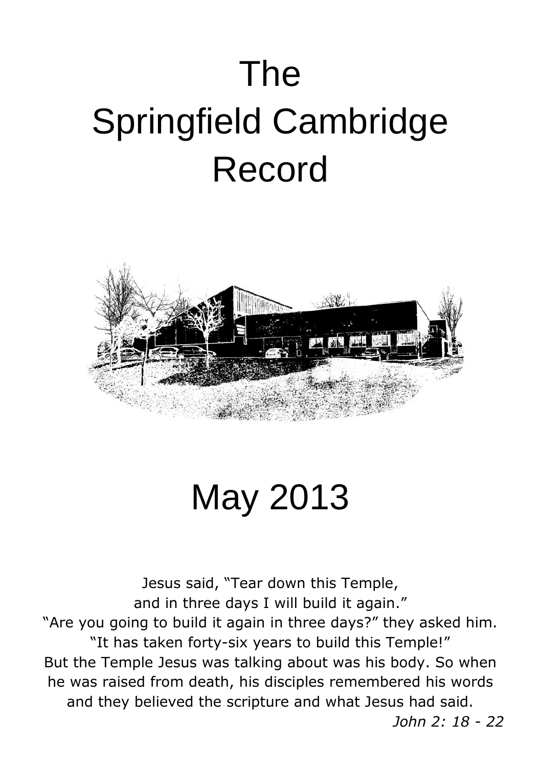# The Springfield Cambridge Record

## May 2013

Jesus said, "Tear down this Temple,
and in three days I will build it again."
"Are you going to build it again in three days?" they asked him.
"It has taken forty-six years to build this Temple!"
But the Temple Jesus was talking about was his body. So when he was raised from death, his disciples remembered his words and they believed the scripture and what Jesus had said.

*John 2: 18 - 22*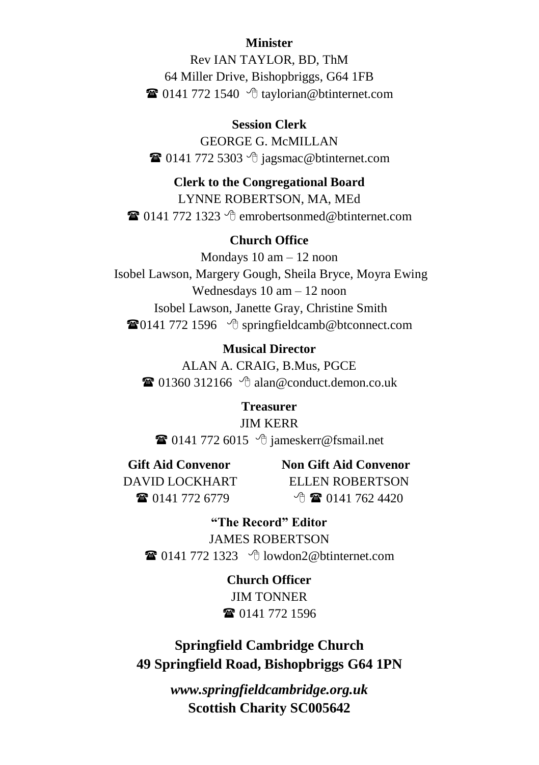**Minister**

Rev IAN TAYLOR, BD, ThM
64 Miller Drive, Bishopbriggs, G64 1FB
☎ 0141 772 1540 ✉ taylorian@btinternet.com

**Session Clerk**

GEORGE G. McMILLAN
☎ 0141 772 5303 ✉ jagsmac@btinternet.com

**Clerk to the Congregational Board**

LYNNE ROBERTSON, MA, MEd
☎ 0141 772 1323 ✉ emrobertsonmed@btinternet.com

**Church Office**

Mondays 10 am – 12 noon
Isobel Lawson, Margery Gough, Sheila Bryce, Moyra Ewing
Wednesdays 10 am – 12 noon
Isobel Lawson, Janette Gray, Christine Smith
☎0141 772 1596 ✉ springfieldcamb@btconnect.com

**Musical Director**

ALAN A. CRAIG, B.Mus, PGCE
☎ 01360 312166 ✉ alan@conduct.demon.co.uk

**Treasurer**

JIM KERR
☎ 0141 772 6015 ✉ jameskerr@fsmail.net

**Gift Aid Convenor**

DAVID LOCKHART
☎ 0141 772 6779

**Non Gift Aid Convenor**

ELLEN ROBERTSON
✉ ☎ 0141 762 4420

**"The Record" Editor**

JAMES ROBERTSON
☎ 0141 772 1323 ✉ lowdon2@btinternet.com

**Church Officer**

JIM TONNER
☎ 0141 772 1596

**Springfield Cambridge Church**
**49 Springfield Road, Bishopbriggs G64 1PN**

***www.springfieldcambridge.org.uk***
**Scottish Charity SC005642**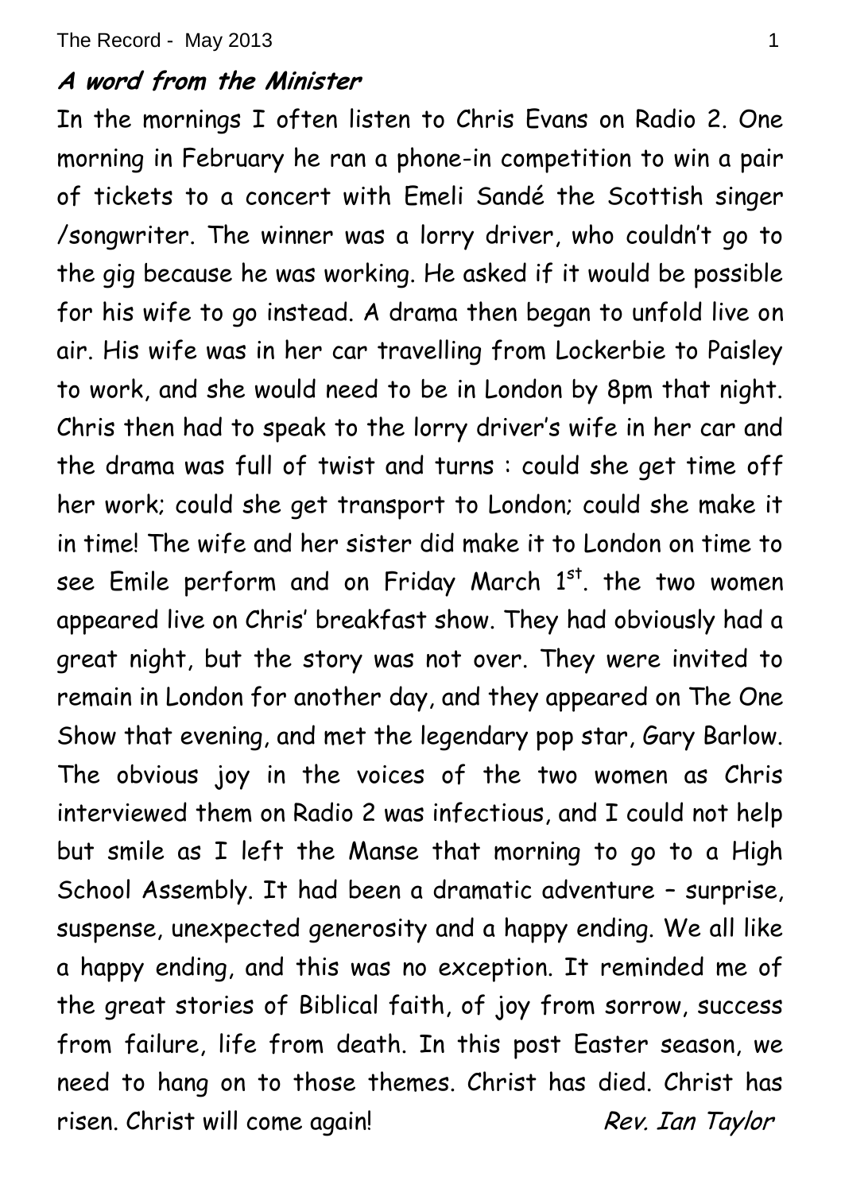## ***A word from the Minister***

In the mornings I often listen to Chris Evans on Radio 2. One morning in February he ran a phone-in competition to win a pair of tickets to a concert with Emeli Sandé the Scottish singer /songwriter. The winner was a lorry driver, who couldn't go to the gig because he was working. He asked if it would be possible for his wife to go instead. A drama then began to unfold live on air. His wife was in her car travelling from Lockerbie to Paisley to work, and she would need to be in London by 8pm that night. Chris then had to speak to the lorry driver's wife in her car and the drama was full of twist and turns : could she get time off her work; could she get transport to London; could she make it in time! The wife and her sister did make it to London on time to see Emile perform and on Friday March 1st. the two women appeared live on Chris' breakfast show. They had obviously had a great night, but the story was not over. They were invited to remain in London for another day, and they appeared on The One Show that evening, and met the legendary pop star, Gary Barlow. The obvious joy in the voices of the two women as Chris interviewed them on Radio 2 was infectious, and I could not help but smile as I left the Manse that morning to go to a High School Assembly. It had been a dramatic adventure – surprise, suspense, unexpected generosity and a happy ending. We all like a happy ending, and this was no exception. It reminded me of the great stories of Biblical faith, of joy from sorrow, success from failure, life from death. In this post Easter season, we need to hang on to those themes. Christ has died. Christ has risen. Christ will come again!

*Rev. Ian Taylor*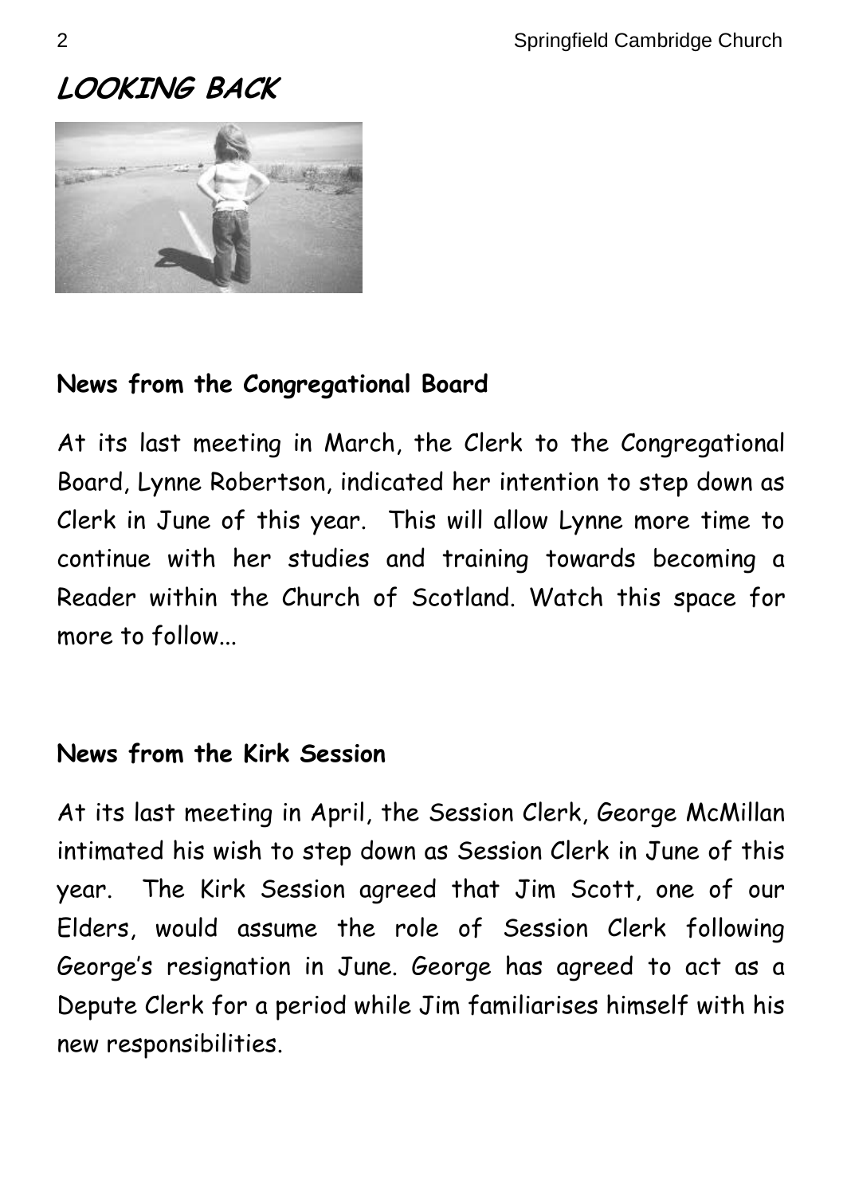# LOOKING BACK

## News from the Congregational Board

At its last meeting in March, the Clerk to the Congregational Board, Lynne Robertson, indicated her intention to step down as Clerk in June of this year. This will allow Lynne more time to continue with her studies and training towards becoming a Reader within the Church of Scotland. Watch this space for more to follow...

## News from the Kirk Session

At its last meeting in April, the Session Clerk, George McMillan intimated his wish to step down as Session Clerk in June of this year. The Kirk Session agreed that Jim Scott, one of our Elders, would assume the role of Session Clerk following George's resignation in June. George has agreed to act as a Depute Clerk for a period while Jim familiarises himself with his new responsibilities.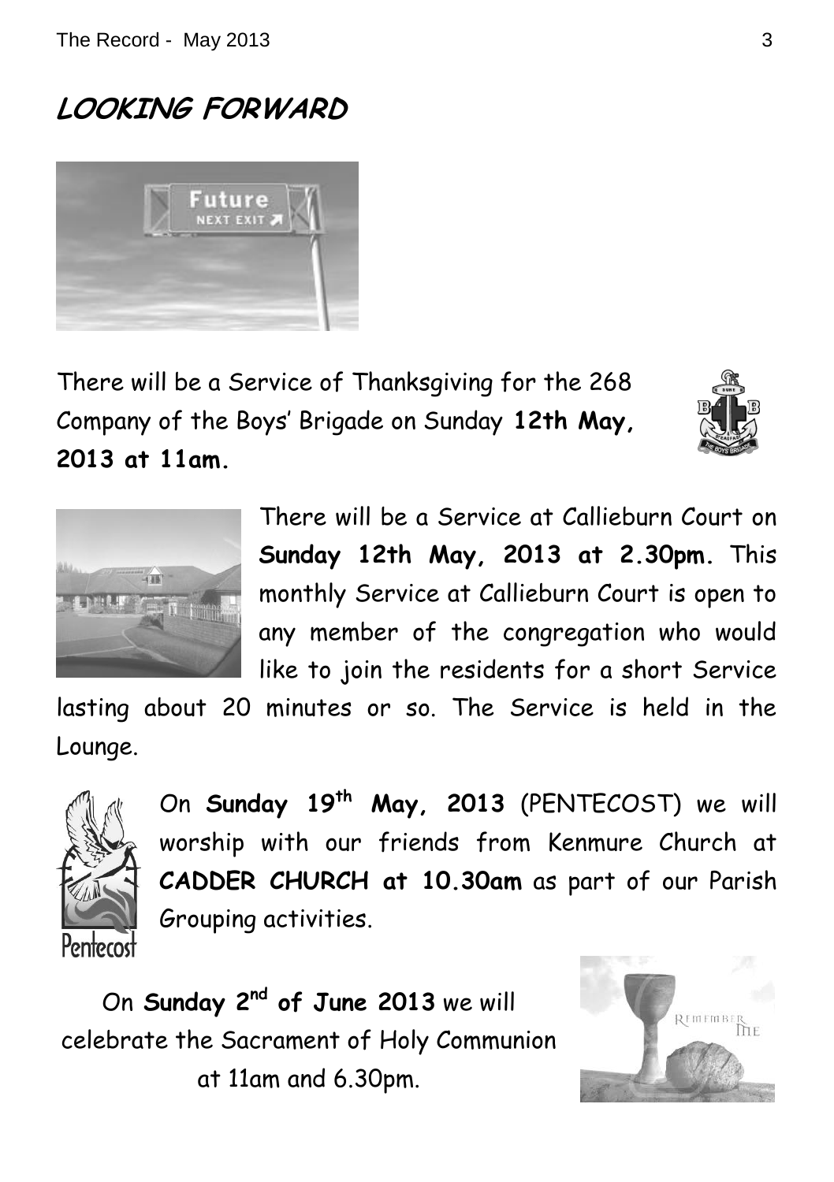# LOOKING FORWARD

There will be a Service of Thanksgiving for the 268 Company of the Boys' Brigade on Sunday **12th May, 2013 at 11am.**

There will be a Service at Callieburn Court on **Sunday 12th May, 2013 at 2.30pm.** This monthly Service at Callieburn Court is open to any member of the congregation who would like to join the residents for a short Service lasting about 20 minutes or so. The Service is held in the Lounge.

On **Sunday 19th May, 2013** (PENTECOST) we will worship with our friends from Kenmure Church at **CADDER CHURCH at 10.30am** as part of our Parish Grouping activities.

On **Sunday 2nd of June 2013** we will celebrate the Sacrament of Holy Communion at 11am and 6.30pm.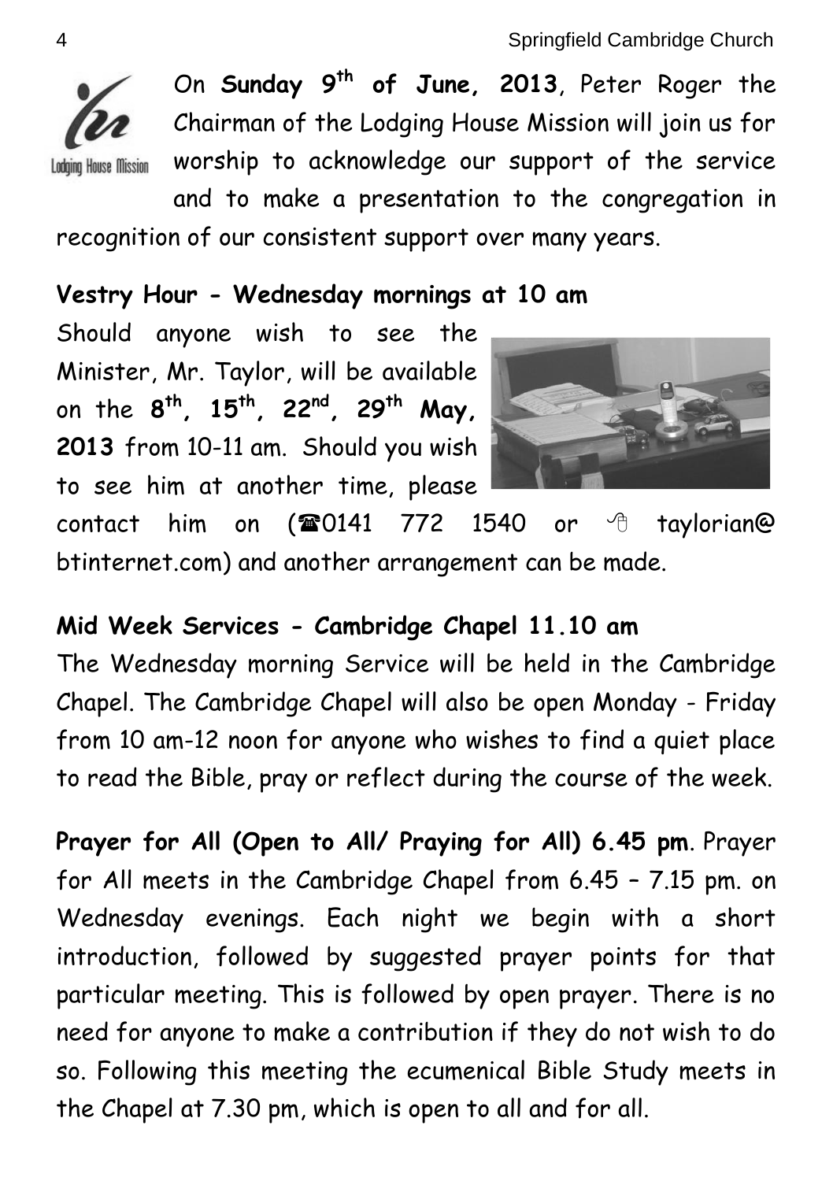On **Sunday 9th of June, 2013**, Peter Roger the Chairman of the Lodging House Mission will join us for worship to acknowledge our support of the service and to make a presentation to the congregation in recognition of our consistent support over many years.

**Vestry Hour - Wednesday mornings at 10 am**

Should anyone wish to see the Minister, Mr. Taylor, will be available on the **8th, 15th, 22nd, 29th May, 2013** from 10-11 am. Should you wish to see him at another time, please contact him on (☎0141 772 1540 or 🖰 taylorian@ btinternet.com) and another arrangement can be made.

**Mid Week Services - Cambridge Chapel 11.10 am**

The Wednesday morning Service will be held in the Cambridge Chapel. The Cambridge Chapel will also be open Monday - Friday from 10 am-12 noon for anyone who wishes to find a quiet place to read the Bible, pray or reflect during the course of the week.

**Prayer for All (Open to All/ Praying for All) 6.45 pm**. Prayer for All meets in the Cambridge Chapel from 6.45 – 7.15 pm. on Wednesday evenings. Each night we begin with a short introduction, followed by suggested prayer points for that particular meeting. This is followed by open prayer. There is no need for anyone to make a contribution if they do not wish to do so. Following this meeting the ecumenical Bible Study meets in the Chapel at 7.30 pm, which is open to all and for all.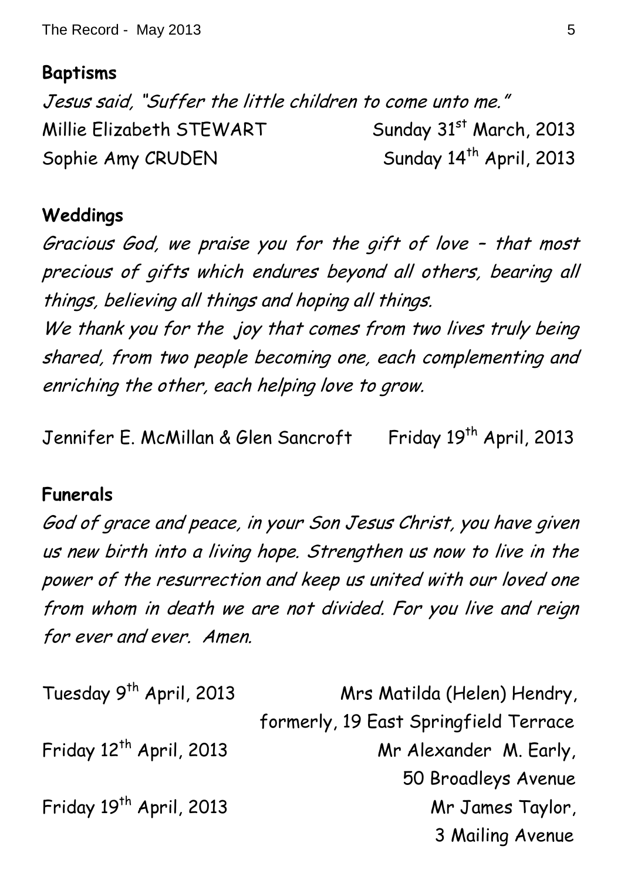## Baptisms

*Jesus said, "Suffer the little children to come unto me."*

Millie Elizabeth STEWART — Sunday 31st March, 2013
Sophie Amy CRUDEN — Sunday 14th April, 2013

## Weddings

*Gracious God, we praise you for the gift of love – that most precious of gifts which endures beyond all others, bearing all things, believing all things and hoping all things.*
*We thank you for the joy that comes from two lives truly being shared, from two people becoming one, each complementing and enriching the other, each helping love to grow.*

Jennifer E. McMillan & Glen Sancroft — Friday 19th April, 2013

## Funerals

*God of grace and peace, in your Son Jesus Christ, you have given us new birth into a living hope. Strengthen us now to live in the power of the resurrection and keep us united with our loved one from whom in death we are not divided. For you live and reign for ever and ever. Amen.*

Tuesday 9th April, 2013 — Mrs Matilda (Helen) Hendry, formerly, 19 East Springfield Terrace
Friday 12th April, 2013 — Mr Alexander M. Early, 50 Broadleys Avenue
Friday 19th April, 2013 — Mr James Taylor, 3 Mailing Avenue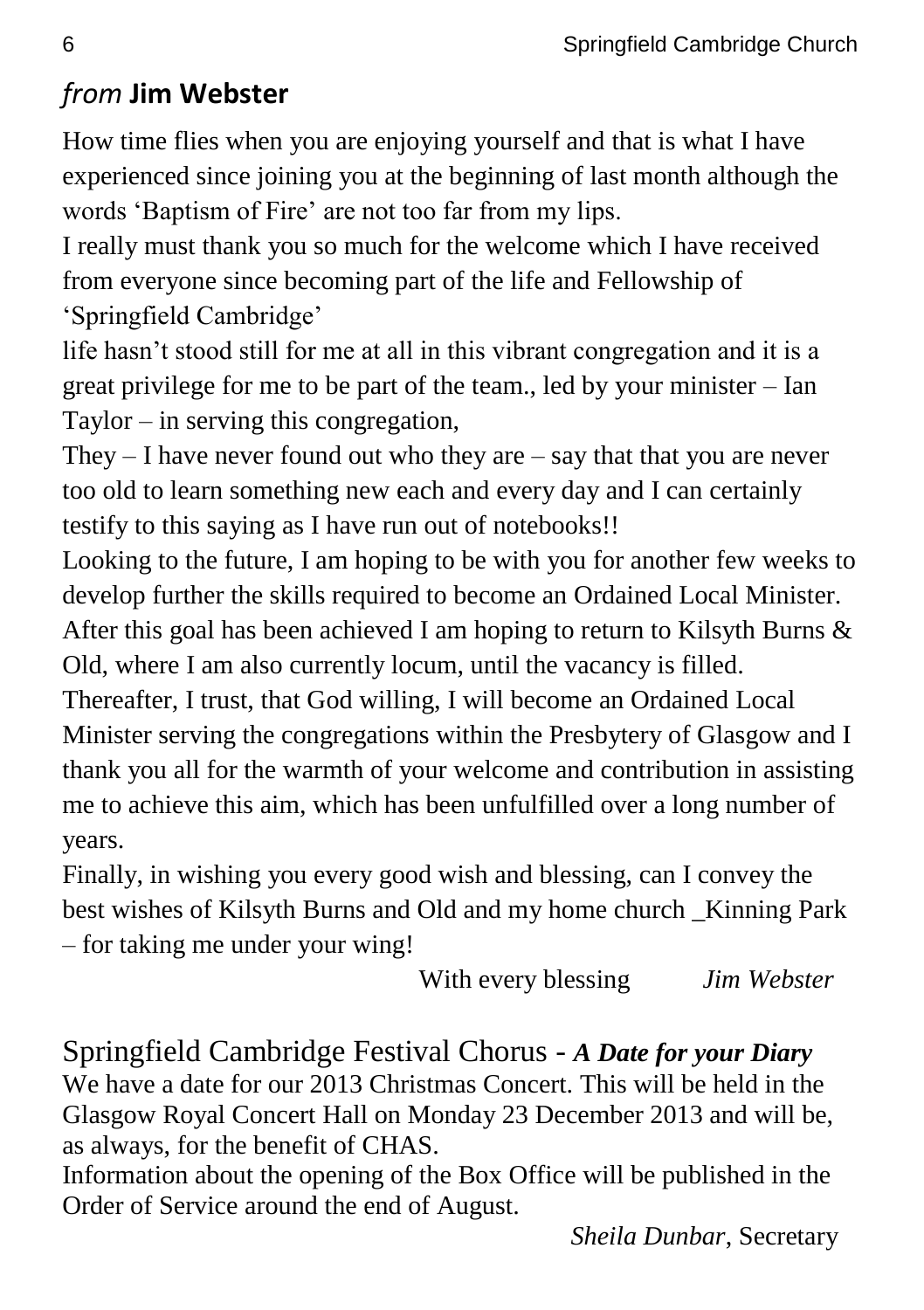## *from* **Jim Webster**

How time flies when you are enjoying yourself and that is what I have experienced since joining you at the beginning of last month although the words 'Baptism of Fire' are not too far from my lips.

I really must thank you so much for the welcome which I have received from everyone since becoming part of the life and Fellowship of 'Springfield Cambridge'

life hasn't stood still for me at all in this vibrant congregation and it is a great privilege for me to be part of the team., led by your minister – Ian Taylor – in serving this congregation,

They – I have never found out who they are – say that that you are never too old to learn something new each and every day and I can certainly testify to this saying as I have run out of notebooks!!

Looking to the future, I am hoping to be with you for another few weeks to develop further the skills required to become an Ordained Local Minister. After this goal has been achieved I am hoping to return to Kilsyth Burns & Old, where I am also currently locum, until the vacancy is filled.

Thereafter, I trust, that God willing, I will become an Ordained Local Minister serving the congregations within the Presbytery of Glasgow and I thank you all for the warmth of your welcome and contribution in assisting me to achieve this aim, which has been unfulfilled over a long number of years.

Finally, in wishing you every good wish and blessing, can I convey the best wishes of Kilsyth Burns and Old and my home church _Kinning Park – for taking me under your wing!

With every blessing *Jim Webster*

## Springfield Cambridge Festival Chorus - ***A Date for your Diary***

We have a date for our 2013 Christmas Concert. This will be held in the Glasgow Royal Concert Hall on Monday 23 December 2013 and will be, as always, for the benefit of CHAS.

Information about the opening of the Box Office will be published in the Order of Service around the end of August.

*Sheila Dunbar*, Secretary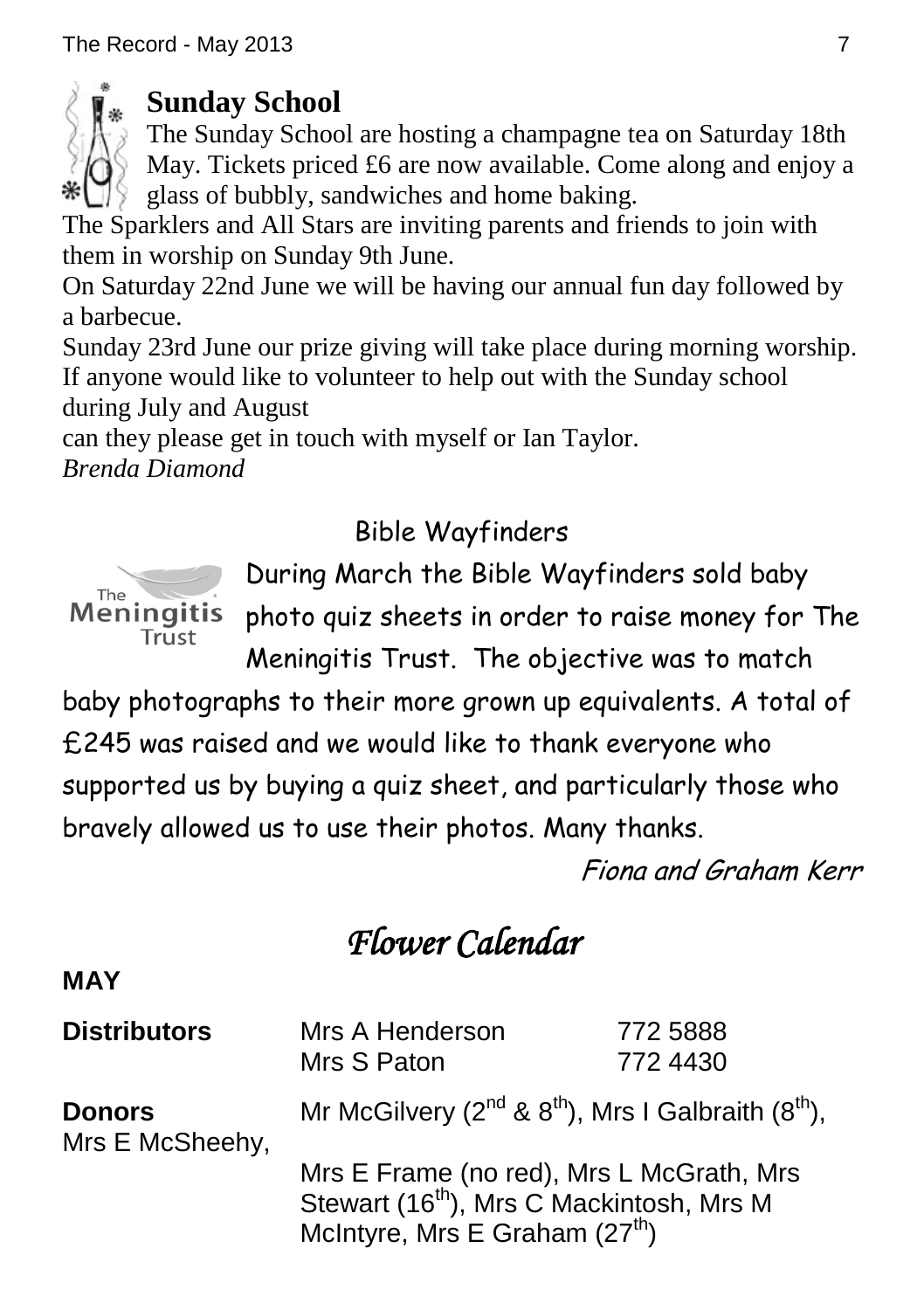## Sunday School

The Sunday School are hosting a champagne tea on Saturday 18th May. Tickets priced £6 are now available. Come along and enjoy a glass of bubbly, sandwiches and home baking.

The Sparklers and All Stars are inviting parents and friends to join with them in worship on Sunday 9th June.

On Saturday 22nd June we will be having our annual fun day followed by a barbecue.

Sunday 23rd June our prize giving will take place during morning worship.

If anyone would like to volunteer to help out with the Sunday school during July and August

can they please get in touch with myself or Ian Taylor.

*Brenda Diamond*

## Bible Wayfinders

During March the Bible Wayfinders sold baby photo quiz sheets in order to raise money for The Meningitis Trust. The objective was to match baby photographs to their more grown up equivalents. A total of £245 was raised and we would like to thank everyone who supported us by buying a quiz sheet, and particularly those who bravely allowed us to use their photos. Many thanks.

*Fiona and Graham Kerr*

# *Flower Calendar*

**MAY**

**Distributors** Mrs A Henderson 772 5888
Mrs S Paton 772 4430

**Donors** Mr McGilvery (2nd & 8th), Mrs I Galbraith (8th), Mrs E McSheehy, Mrs E Frame (no red), Mrs L McGrath, Mrs Stewart (16th), Mrs C Mackintosh, Mrs M McIntyre, Mrs E Graham (27th)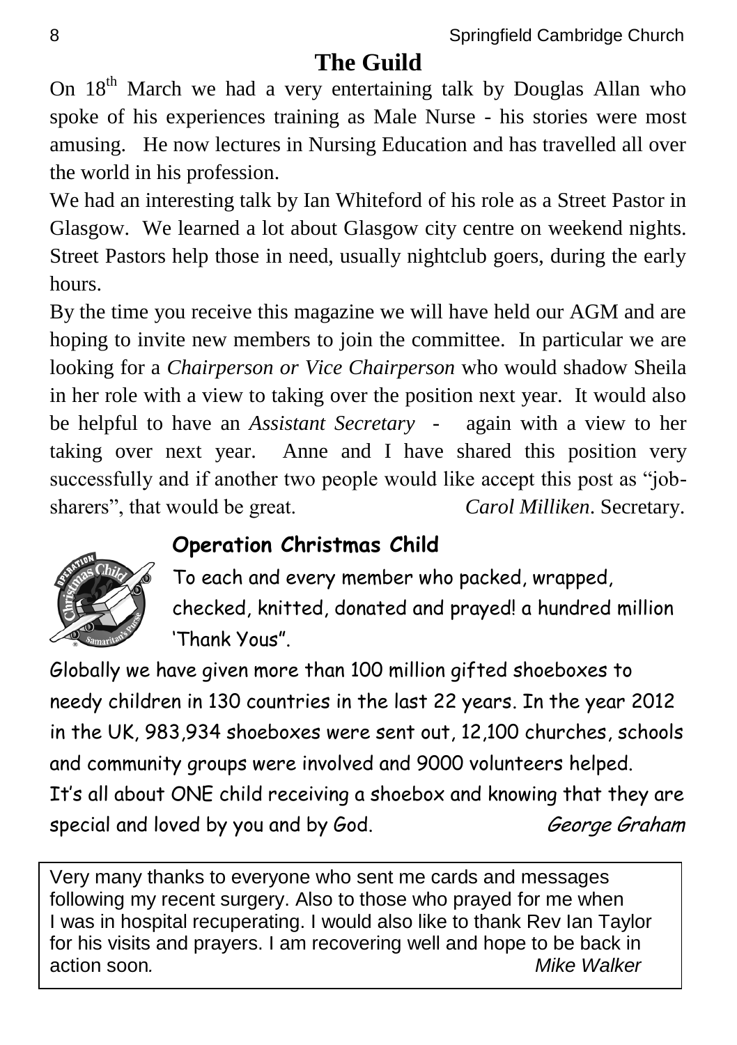## The Guild

On 18th March we had a very entertaining talk by Douglas Allan who spoke of his experiences training as Male Nurse - his stories were most amusing. He now lectures in Nursing Education and has travelled all over the world in his profession.

We had an interesting talk by Ian Whiteford of his role as a Street Pastor in Glasgow. We learned a lot about Glasgow city centre on weekend nights. Street Pastors help those in need, usually nightclub goers, during the early hours.

By the time you receive this magazine we will have held our AGM and are hoping to invite new members to join the committee. In particular we are looking for a *Chairperson or Vice Chairperson* who would shadow Sheila in her role with a view to taking over the position next year. It would also be helpful to have an *Assistant Secretary* - again with a view to her taking over next year. Anne and I have shared this position very successfully and if another two people would like accept this post as "job-sharers", that would be great. *Carol Milliken*. Secretary.

### Operation Christmas Child

To each and every member who packed, wrapped, checked, knitted, donated and prayed! a hundred million 'Thank Yous".

Globally we have given more than 100 million gifted shoeboxes to needy children in 130 countries in the last 22 years. In the year 2012 in the UK, 983,934 shoeboxes were sent out, 12,100 churches, schools and community groups were involved and 9000 volunteers helped. It's all about ONE child receiving a shoebox and knowing that they are special and loved by you and by God. *George Graham*

Very many thanks to everyone who sent me cards and messages following my recent surgery. Also to those who prayed for me when I was in hospital recuperating. I would also like to thank Rev Ian Taylor for his visits and prayers. I am recovering well and hope to be back in action soon. *Mike Walker*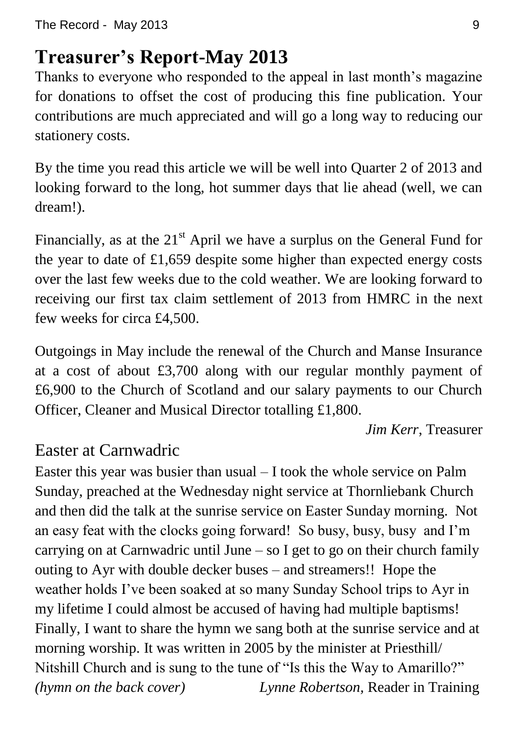## Treasurer's Report-May 2013

Thanks to everyone who responded to the appeal in last month's magazine for donations to offset the cost of producing this fine publication. Your contributions are much appreciated and will go a long way to reducing our stationery costs.

By the time you read this article we will be well into Quarter 2 of 2013 and looking forward to the long, hot summer days that lie ahead (well, we can dream!).

Financially, as at the 21st April we have a surplus on the General Fund for the year to date of £1,659 despite some higher than expected energy costs over the last few weeks due to the cold weather. We are looking forward to receiving our first tax claim settlement of 2013 from HMRC in the next few weeks for circa £4,500.

Outgoings in May include the renewal of the Church and Manse Insurance at a cost of about £3,700 along with our regular monthly payment of £6,900 to the Church of Scotland and our salary payments to our Church Officer, Cleaner and Musical Director totalling £1,800.

*Jim Kerr*, Treasurer

### Easter at Carnwadric

Easter this year was busier than usual – I took the whole service on Palm Sunday, preached at the Wednesday night service at Thornliebank Church and then did the talk at the sunrise service on Easter Sunday morning. Not an easy feat with the clocks going forward! So busy, busy, busy and I'm carrying on at Carnwadric until June – so I get to go on their church family outing to Ayr with double decker buses – and streamers!! Hope the weather holds I've been soaked at so many Sunday School trips to Ayr in my lifetime I could almost be accused of having had multiple baptisms! Finally, I want to share the hymn we sang both at the sunrise service and at morning worship. It was written in 2005 by the minister at Priesthill/ Nitshill Church and is sung to the tune of "Is this the Way to Amarillo?" *(hymn on the back cover)*

*Lynne Robertson*, Reader in Training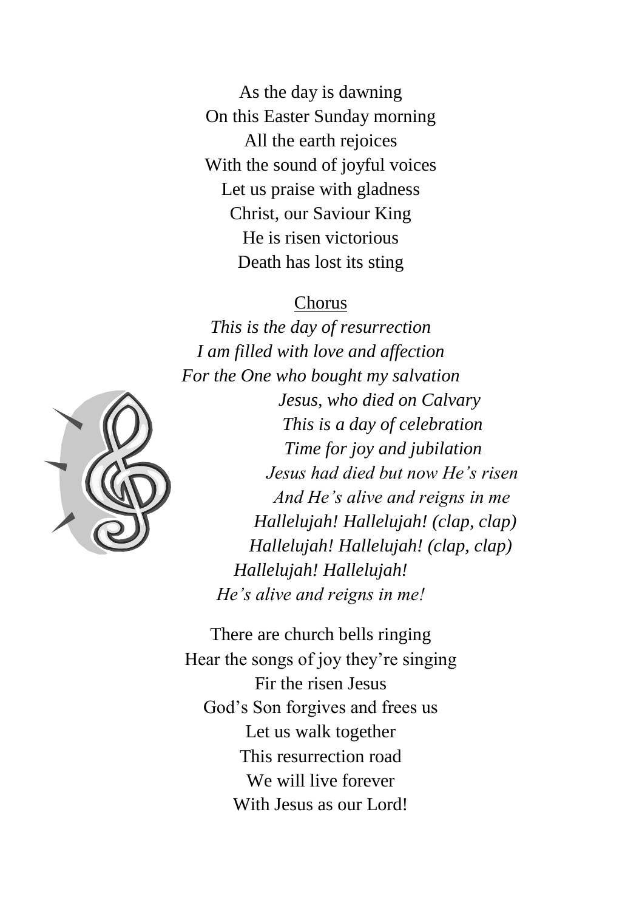As the day is dawning
On this Easter Sunday morning
All the earth rejoices
With the sound of joyful voices
Let us praise with gladness
Christ, our Saviour King
He is risen victorious
Death has lost its sting

Chorus

*This is the day of resurrection*
*I am filled with love and affection*
*For the One who bought my salvation*
*Jesus, who died on Calvary*
*This is a day of celebration*
*Time for joy and jubilation*
*Jesus had died but now He's risen*
*And He's alive and reigns in me*
*Hallelujah! Hallelujah! (clap, clap)*
*Hallelujah! Hallelujah! (clap, clap)*
*Hallelujah! Hallelujah!*
*He's alive and reigns in me!*

There are church bells ringing
Hear the songs of joy they're singing
Fir the risen Jesus
God's Son forgives and frees us
Let us walk together
This resurrection road
We will live forever
With Jesus as our Lord!